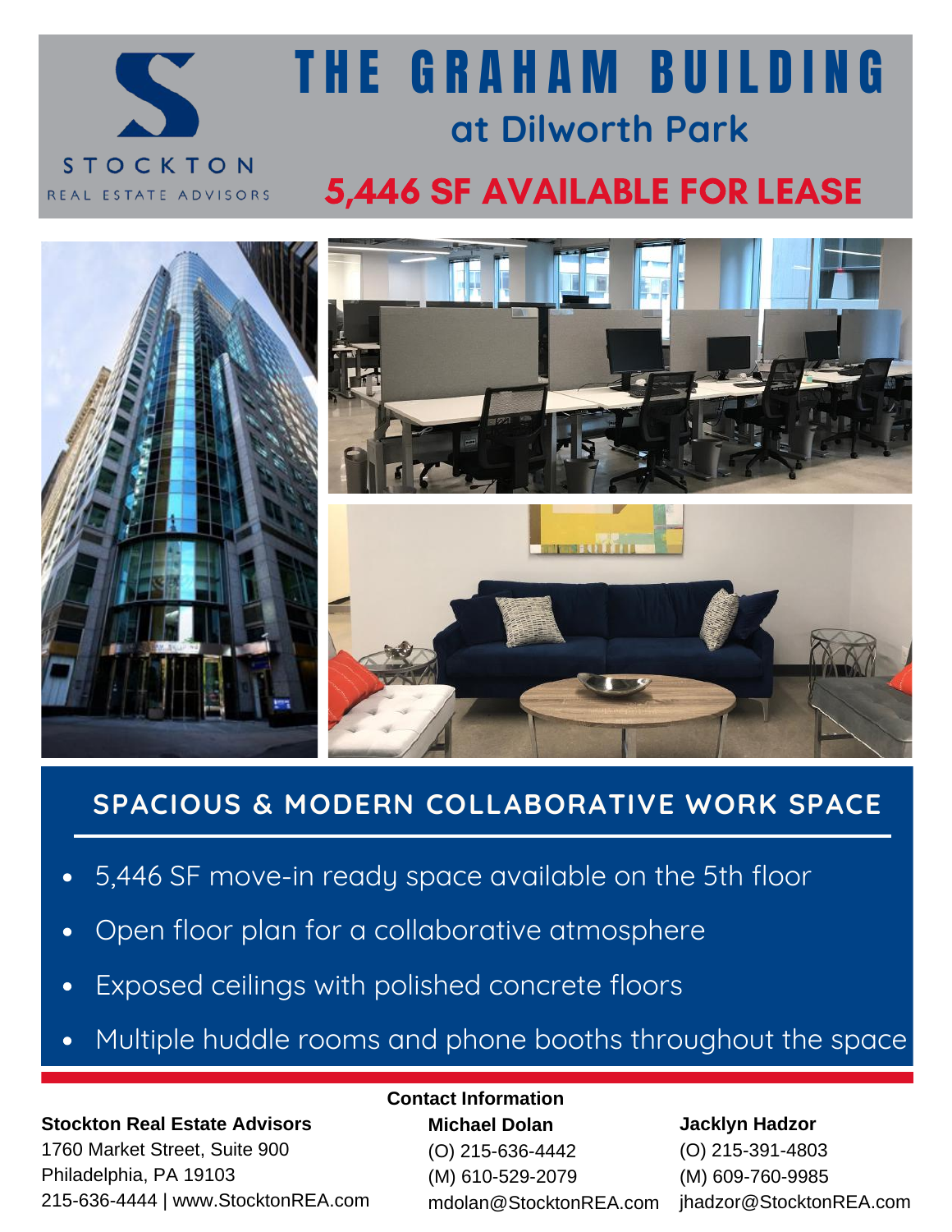STOCKTON

REAL ESTATE ADVISORS

# THE GRAHAM BUILDING

## at Dilworth Park

## 5,446 SF AVAILABLE FOR LEASE

## SPACIOUS & MODERN COLLABORATIVE WORK SPACE

- 5,446 SF move-in ready space available on the 5th floor
- Open floor plan for a collaborative atmosphere
- Exposed ceilings with polished concrete floors
- Multiple huddle rooms and phone booths throughout the space

**Stockton Real Estate Advisors**
1760 Market Street, Suite 900
Philadelphia, PA 19103
215-636-4444 | www.StocktonREA.com

**Contact Information**

**Michael Dolan**
(O) 215-636-4442
(M) 610-529-2079
mdolan@StocktonREA.com

**Jacklyn Hadzor**
(O) 215-391-4803
(M) 609-760-9985
jhadzor@StocktonREA.com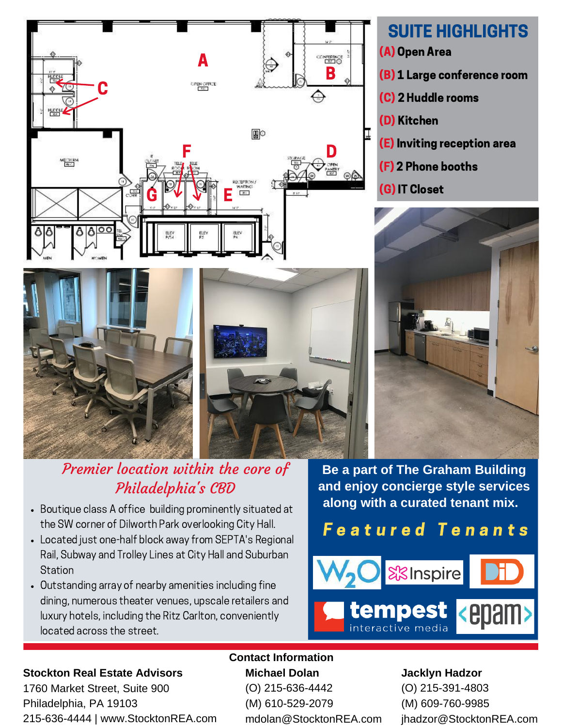## SUITE HIGHLIGHTS

- **(A)** Open Area
- **(B)** 1 Large conference room
- **(C)** 2 Huddle rooms
- **(D)** Kitchen
- **(E)** Inviting reception area
- **(F)** 2 Phone booths
- **(G)** IT Closet

### *Premier location within the core of Philadelphia's CBD*

- Boutique class A office building prominently situated at the SW corner of Dilworth Park overlooking City Hall.
- Located just one-half block away from SEPTA's Regional Rail, Subway and Trolley Lines at City Hall and Suburban Station
- Outstanding array of nearby amenities including fine dining, numerous theater venues, upscale retailers and luxury hotels, including the Ritz Carlton, conveniently located across the street.

**Be a part of The Graham Building and enjoy concierge style services along with a curated tenant mix.**

### Featured Tenants

W2O | Inspire | DiD | tempest interactive media | epam

---

**Contact Information**

**Stockton Real Estate Advisors**
1760 Market Street, Suite 900
Philadelphia, PA 19103
215-636-4444 | www.StocktonREA.com

**Michael Dolan**
(O) 215-636-4442
(M) 610-529-2079
mdolan@StocktonREA.com

**Jacklyn Hadzor**
(O) 215-391-4803
(M) 609-760-9985
jhadzor@StocktonREA.com